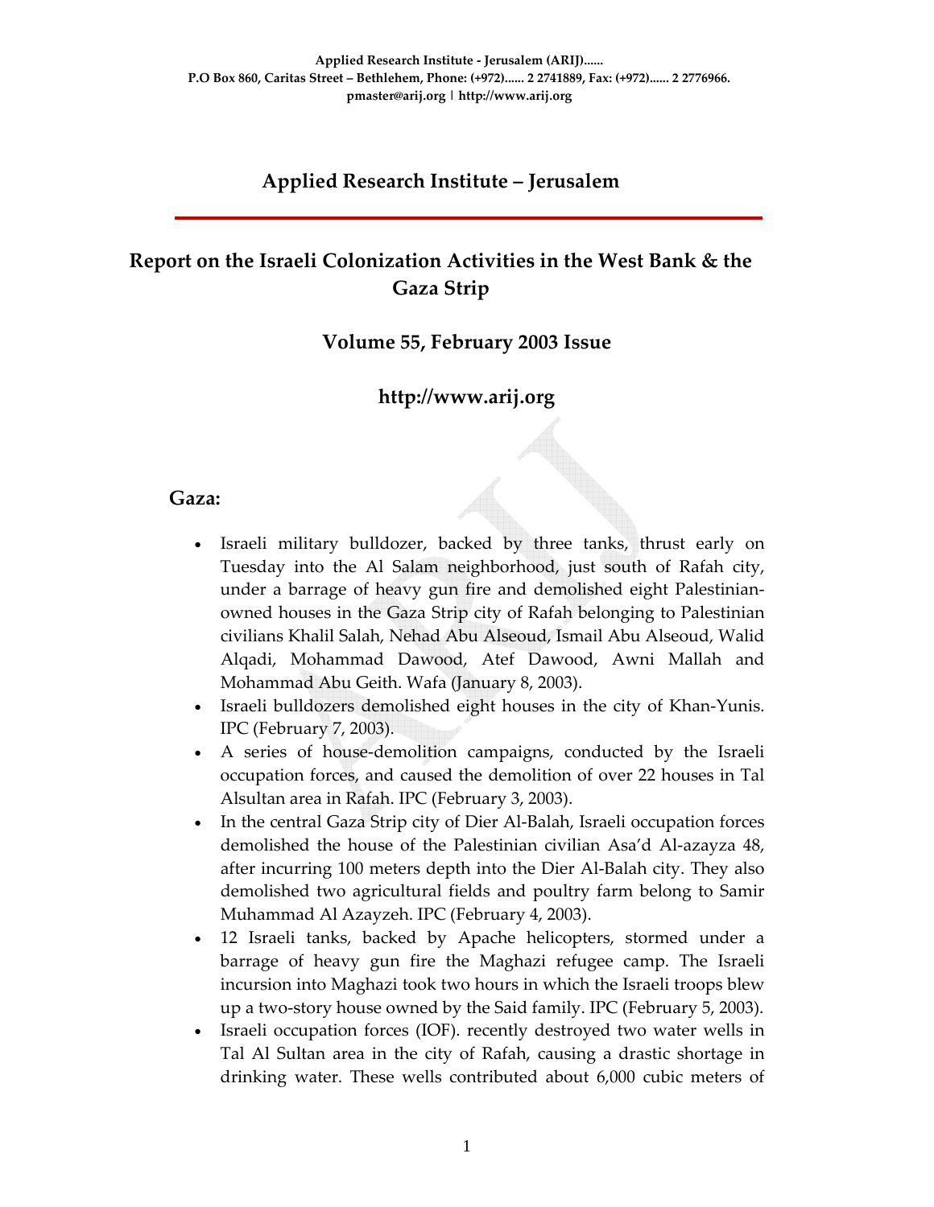Applied Research Institute - Jerusalem (ARIJ)......
P.O Box 860, Caritas Street – Bethlehem, Phone: (+972)...... 2 2741889, Fax: (+972)...... 2 2776966.
pmaster@arij.org | http://www.arij.org

# Applied Research Institute – Jerusalem

# Report on the Israeli Colonization Activities in the West Bank & the Gaza Strip

## Volume 55, February 2003 Issue

## http://www.arij.org

### Gaza:

- Israeli military bulldozer, backed by three tanks, thrust early on Tuesday into the Al Salam neighborhood, just south of Rafah city, under a barrage of heavy gun fire and demolished eight Palestinian-owned houses in the Gaza Strip city of Rafah belonging to Palestinian civilians Khalil Salah, Nehad Abu Alseoud, Ismail Abu Alseoud, Walid Alqadi, Mohammad Dawood, Atef Dawood, Awni Mallah and Mohammad Abu Geith. Wafa (January 8, 2003).
- Israeli bulldozers demolished eight houses in the city of Khan-Yunis. IPC (February 7, 2003).
- A series of house-demolition campaigns, conducted by the Israeli occupation forces, and caused the demolition of over 22 houses in Tal Alsultan area in Rafah. IPC (February 3, 2003).
- In the central Gaza Strip city of Dier Al-Balah, Israeli occupation forces demolished the house of the Palestinian civilian Asa'd Al-azayza 48, after incurring 100 meters depth into the Dier Al-Balah city. They also demolished two agricultural fields and poultry farm belong to Samir Muhammad Al Azayzeh. IPC (February 4, 2003).
- 12 Israeli tanks, backed by Apache helicopters, stormed under a barrage of heavy gun fire the Maghazi refugee camp. The Israeli incursion into Maghazi took two hours in which the Israeli troops blew up a two-story house owned by the Said family. IPC (February 5, 2003).
- Israeli occupation forces (IOF). recently destroyed two water wells in Tal Al Sultan area in the city of Rafah, causing a drastic shortage in drinking water. These wells contributed about 6,000 cubic meters of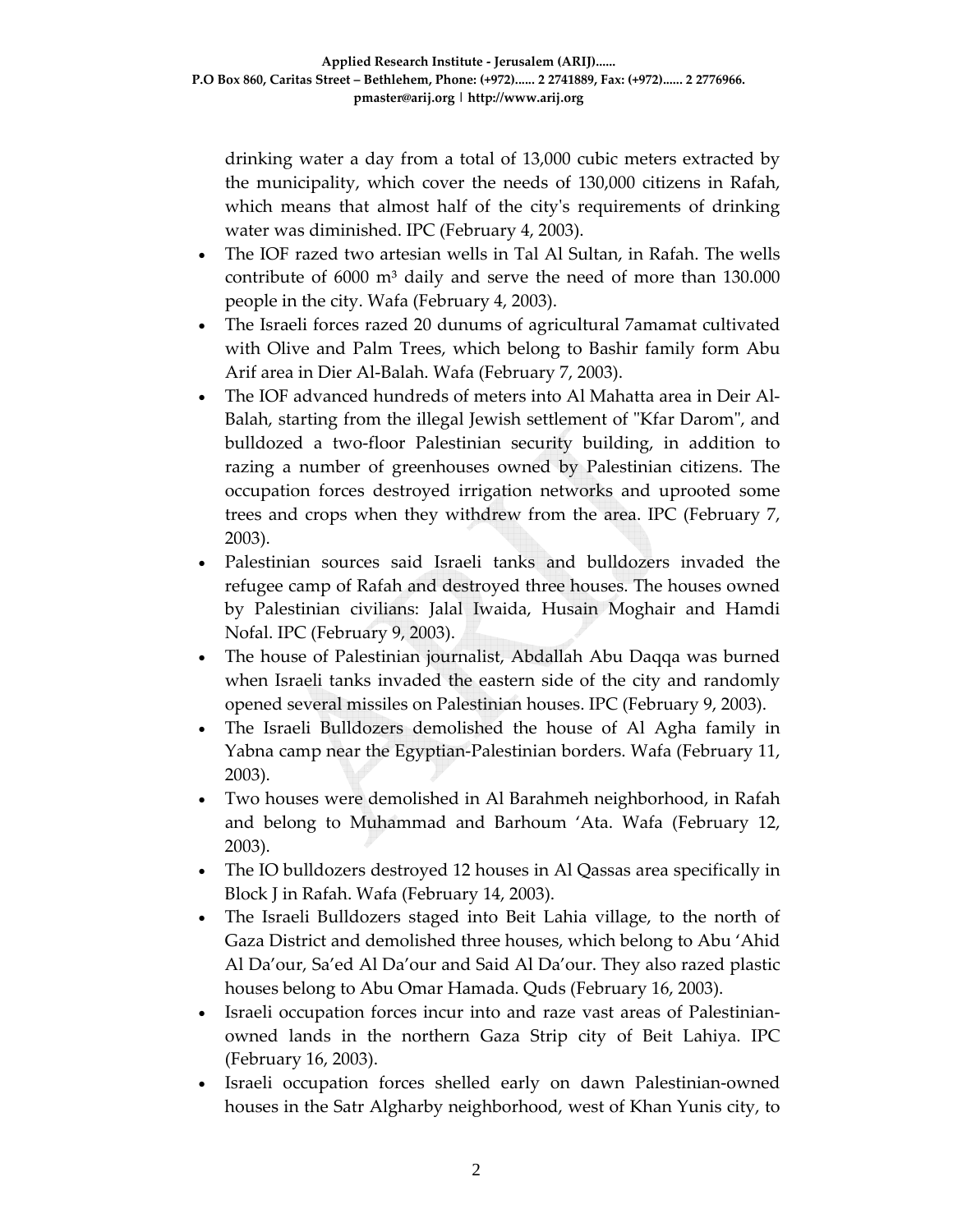drinking water a day from a total of 13,000 cubic meters extracted by the municipality, which cover the needs of 130,000 citizens in Rafah, which means that almost half of the city's requirements of drinking water was diminished. IPC (February 4, 2003).

- The IOF razed two artesian wells in Tal Al Sultan, in Rafah. The wells contribute of 6000 m³ daily and serve the need of more than 130.000 people in the city. Wafa (February 4, 2003).
- The Israeli forces razed 20 dunums of agricultural 7amamat cultivated with Olive and Palm Trees, which belong to Bashir family form Abu Arif area in Dier Al-Balah. Wafa (February 7, 2003).
- The IOF advanced hundreds of meters into Al Mahatta area in Deir Al-Balah, starting from the illegal Jewish settlement of "Kfar Darom", and bulldozed a two-floor Palestinian security building, in addition to razing a number of greenhouses owned by Palestinian citizens. The occupation forces destroyed irrigation networks and uprooted some trees and crops when they withdrew from the area. IPC (February 7, 2003).
- Palestinian sources said Israeli tanks and bulldozers invaded the refugee camp of Rafah and destroyed three houses. The houses owned by Palestinian civilians: Jalal Iwaida, Husain Moghair and Hamdi Nofal. IPC (February 9, 2003).
- The house of Palestinian journalist, Abdallah Abu Daqqa was burned when Israeli tanks invaded the eastern side of the city and randomly opened several missiles on Palestinian houses. IPC (February 9, 2003).
- The Israeli Bulldozers demolished the house of Al Agha family in Yabna camp near the Egyptian-Palestinian borders. Wafa (February 11, 2003).
- Two houses were demolished in Al Barahmeh neighborhood, in Rafah and belong to Muhammad and Barhoum 'Ata. Wafa (February 12, 2003).
- The IO bulldozers destroyed 12 houses in Al Qassas area specifically in Block J in Rafah. Wafa (February 14, 2003).
- The Israeli Bulldozers staged into Beit Lahia village, to the north of Gaza District and demolished three houses, which belong to Abu 'Ahid Al Da'our, Sa'ed Al Da'our and Said Al Da'our. They also razed plastic houses belong to Abu Omar Hamada. Quds (February 16, 2003).
- Israeli occupation forces incur into and raze vast areas of Palestinian-owned lands in the northern Gaza Strip city of Beit Lahiya. IPC (February 16, 2003).
- Israeli occupation forces shelled early on dawn Palestinian-owned houses in the Satr Algharby neighborhood, west of Khan Yunis city, to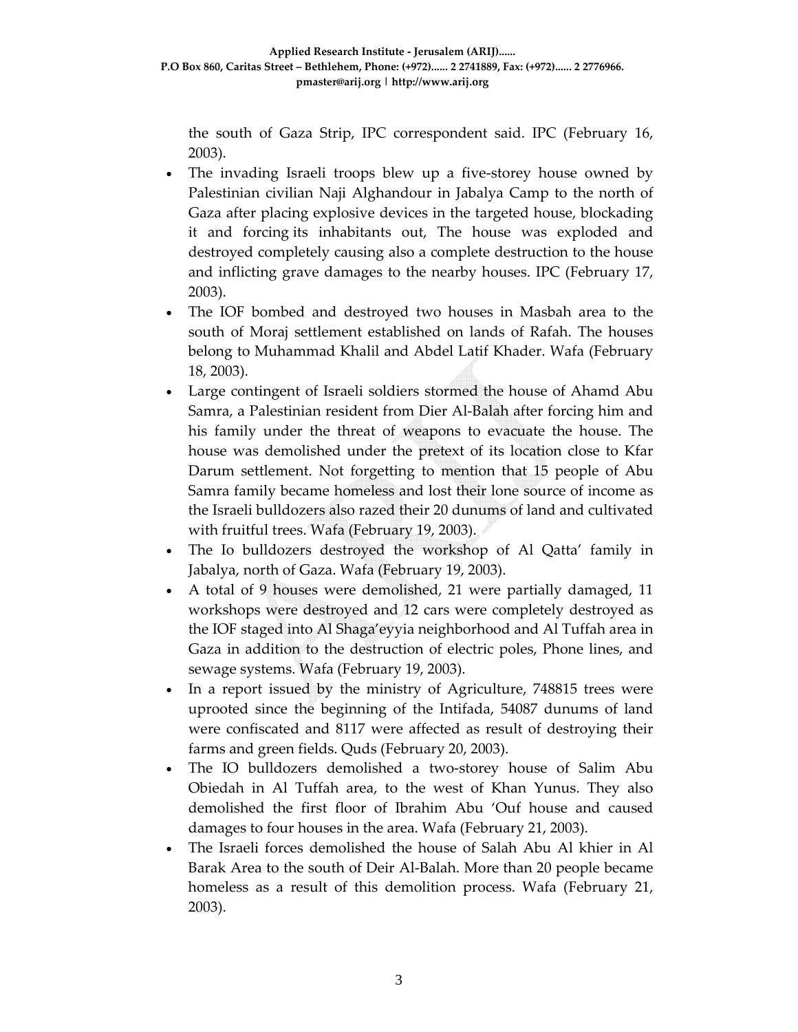the south of Gaza Strip, IPC correspondent said. IPC (February 16, 2003).

- The invading Israeli troops blew up a five-storey house owned by Palestinian civilian Naji Alghandour in Jabalya Camp to the north of Gaza after placing explosive devices in the targeted house, blockading it and forcing its inhabitants out, The house was exploded and destroyed completely causing also a complete destruction to the house and inflicting grave damages to the nearby houses. IPC (February 17, 2003).
- The IOF bombed and destroyed two houses in Masbah area to the south of Moraj settlement established on lands of Rafah. The houses belong to Muhammad Khalil and Abdel Latif Khader. Wafa (February 18, 2003).
- Large contingent of Israeli soldiers stormed the house of Ahamd Abu Samra, a Palestinian resident from Dier Al-Balah after forcing him and his family under the threat of weapons to evacuate the house. The house was demolished under the pretext of its location close to Kfar Darum settlement. Not forgetting to mention that 15 people of Abu Samra family became homeless and lost their lone source of income as the Israeli bulldozers also razed their 20 dunums of land and cultivated with fruitful trees. Wafa (February 19, 2003).
- The Io bulldozers destroyed the workshop of Al Qatta' family in Jabalya, north of Gaza. Wafa (February 19, 2003).
- A total of 9 houses were demolished, 21 were partially damaged, 11 workshops were destroyed and 12 cars were completely destroyed as the IOF staged into Al Shaga'eyyia neighborhood and Al Tuffah area in Gaza in addition to the destruction of electric poles, Phone lines, and sewage systems. Wafa (February 19, 2003).
- In a report issued by the ministry of Agriculture, 748815 trees were uprooted since the beginning of the Intifada, 54087 dunums of land were confiscated and 8117 were affected as result of destroying their farms and green fields. Quds (February 20, 2003).
- The IO bulldozers demolished a two-storey house of Salim Abu Obiedah in Al Tuffah area, to the west of Khan Yunus. They also demolished the first floor of Ibrahim Abu 'Ouf house and caused damages to four houses in the area. Wafa (February 21, 2003).
- The Israeli forces demolished the house of Salah Abu Al khier in Al Barak Area to the south of Deir Al-Balah. More than 20 people became homeless as a result of this demolition process. Wafa (February 21, 2003).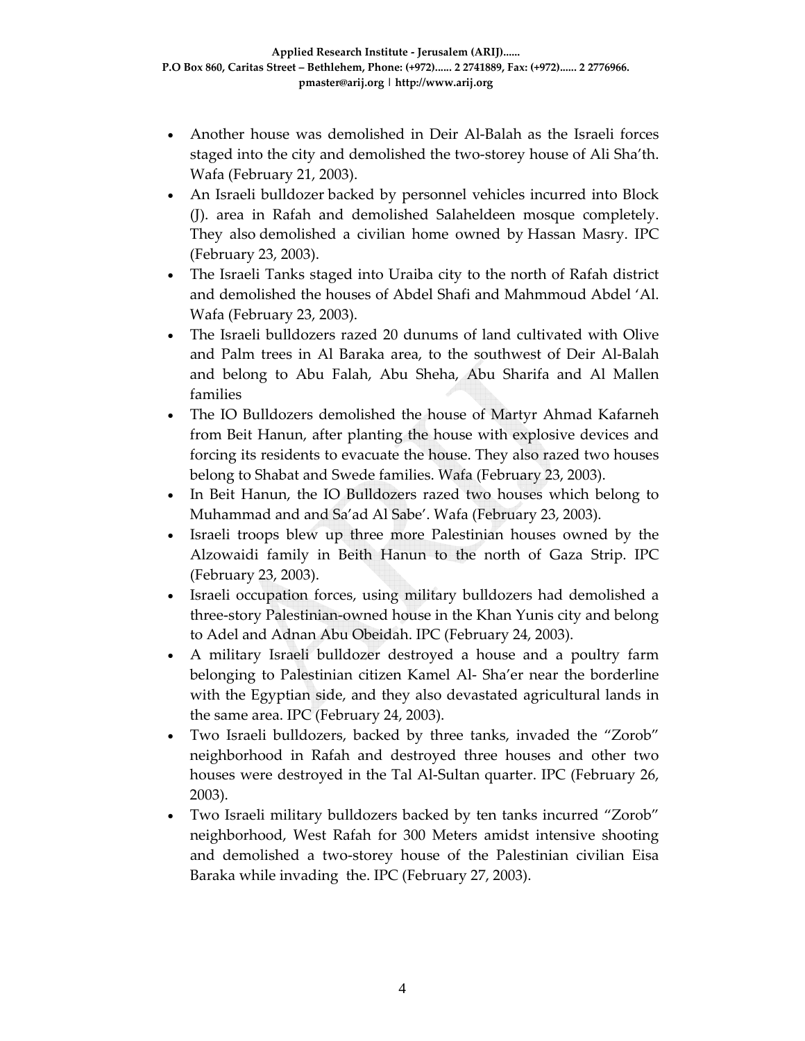- Another house was demolished in Deir Al-Balah as the Israeli forces staged into the city and demolished the two-storey house of Ali Sha'th. Wafa (February 21, 2003).
- An Israeli bulldozer backed by personnel vehicles incurred into Block (J). area in Rafah and demolished Salaheldeen mosque completely. They also demolished a civilian home owned by Hassan Masry. IPC (February 23, 2003).
- The Israeli Tanks staged into Uraiba city to the north of Rafah district and demolished the houses of Abdel Shafi and Mahmmoud Abdel 'Al. Wafa (February 23, 2003).
- The Israeli bulldozers razed 20 dunums of land cultivated with Olive and Palm trees in Al Baraka area, to the southwest of Deir Al-Balah and belong to Abu Falah, Abu Sheha, Abu Sharifa and Al Mallen families
- The IO Bulldozers demolished the house of Martyr Ahmad Kafarneh from Beit Hanun, after planting the house with explosive devices and forcing its residents to evacuate the house. They also razed two houses belong to Shabat and Swede families. Wafa (February 23, 2003).
- In Beit Hanun, the IO Bulldozers razed two houses which belong to Muhammad and and Sa'ad Al Sabe'. Wafa (February 23, 2003).
- Israeli troops blew up three more Palestinian houses owned by the Alzowaidi family in Beith Hanun to the north of Gaza Strip. IPC (February 23, 2003).
- Israeli occupation forces, using military bulldozers had demolished a three-story Palestinian-owned house in the Khan Yunis city and belong to Adel and Adnan Abu Obeidah. IPC (February 24, 2003).
- A military Israeli bulldozer destroyed a house and a poultry farm belonging to Palestinian citizen Kamel Al- Sha'er near the borderline with the Egyptian side, and they also devastated agricultural lands in the same area. IPC (February 24, 2003).
- Two Israeli bulldozers, backed by three tanks, invaded the "Zorob" neighborhood in Rafah and destroyed three houses and other two houses were destroyed in the Tal Al-Sultan quarter. IPC (February 26, 2003).
- Two Israeli military bulldozers backed by ten tanks incurred "Zorob" neighborhood, West Rafah for 300 Meters amidst intensive shooting and demolished a two-storey house of the Palestinian civilian Eisa Baraka while invading the. IPC (February 27, 2003).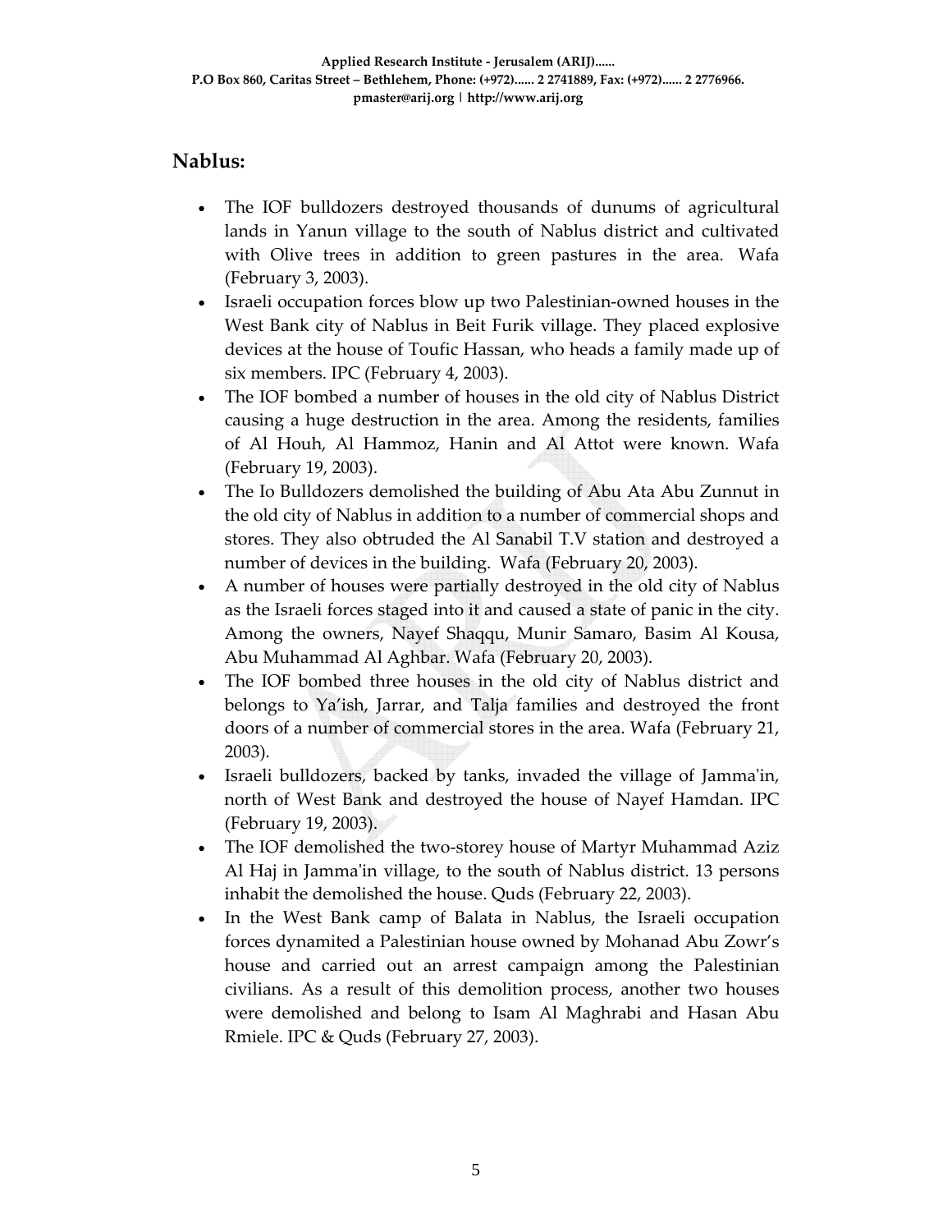## Nablus:

- The IOF bulldozers destroyed thousands of dunums of agricultural lands in Yanun village to the south of Nablus district and cultivated with Olive trees in addition to green pastures in the area. Wafa (February 3, 2003).
- Israeli occupation forces blow up two Palestinian-owned houses in the West Bank city of Nablus in Beit Furik village. They placed explosive devices at the house of Toufic Hassan, who heads a family made up of six members. IPC (February 4, 2003).
- The IOF bombed a number of houses in the old city of Nablus District causing a huge destruction in the area. Among the residents, families of Al Houh, Al Hammoz, Hanin and Al Attot were known. Wafa (February 19, 2003).
- The Io Bulldozers demolished the building of Abu Ata Abu Zunnut in the old city of Nablus in addition to a number of commercial shops and stores. They also obtruded the Al Sanabil T.V station and destroyed a number of devices in the building. Wafa (February 20, 2003).
- A number of houses were partially destroyed in the old city of Nablus as the Israeli forces staged into it and caused a state of panic in the city. Among the owners, Nayef Shaqqu, Munir Samaro, Basim Al Kousa, Abu Muhammad Al Aghbar. Wafa (February 20, 2003).
- The IOF bombed three houses in the old city of Nablus district and belongs to Ya'ish, Jarrar, and Talja families and destroyed the front doors of a number of commercial stores in the area. Wafa (February 21, 2003).
- Israeli bulldozers, backed by tanks, invaded the village of Jamma'in, north of West Bank and destroyed the house of Nayef Hamdan. IPC (February 19, 2003).
- The IOF demolished the two-storey house of Martyr Muhammad Aziz Al Haj in Jamma'in village, to the south of Nablus district. 13 persons inhabit the demolished the house. Quds (February 22, 2003).
- In the West Bank camp of Balata in Nablus, the Israeli occupation forces dynamited a Palestinian house owned by Mohanad Abu Zowr's house and carried out an arrest campaign among the Palestinian civilians. As a result of this demolition process, another two houses were demolished and belong to Isam Al Maghrabi and Hasan Abu Rmiele. IPC & Quds (February 27, 2003).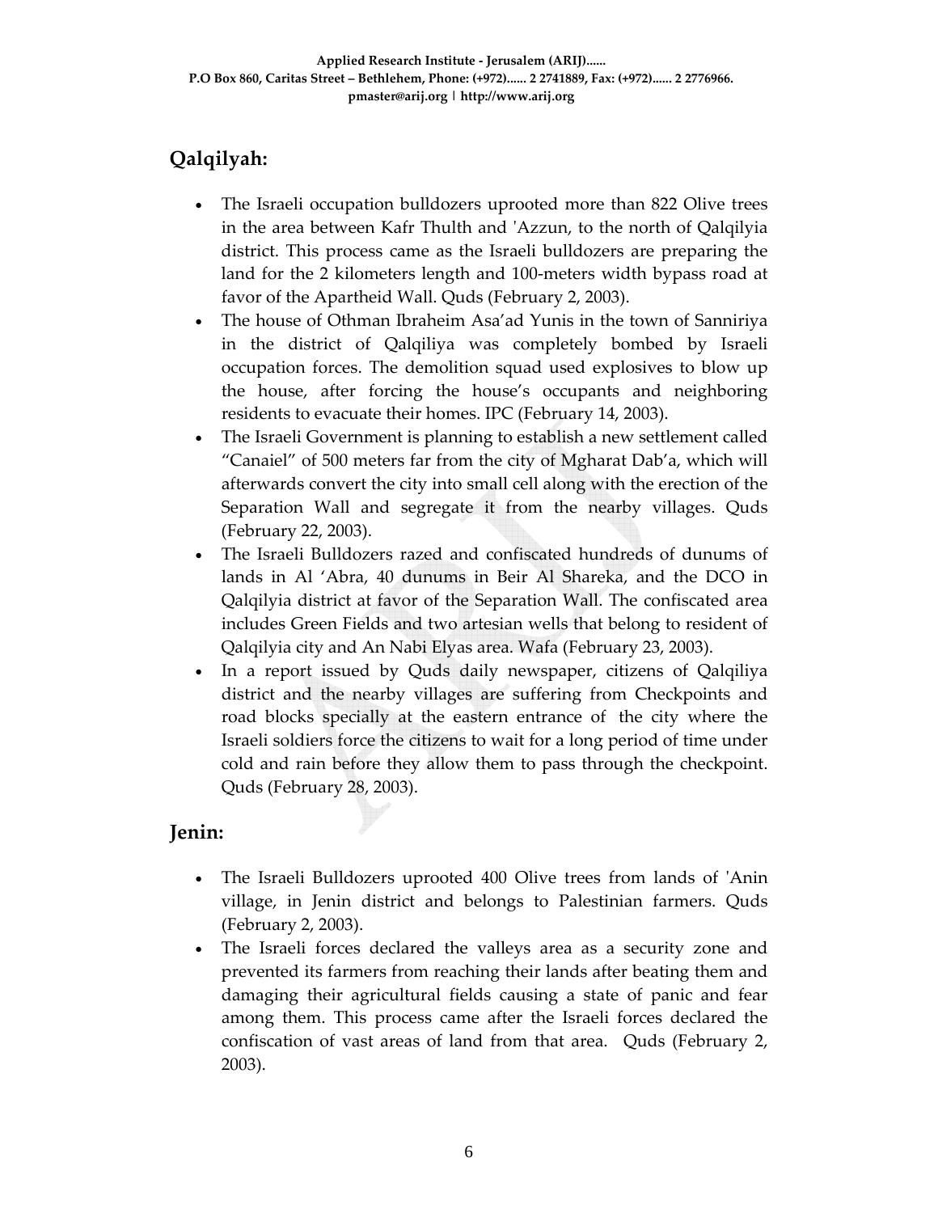## Qalqilyah:

- The Israeli occupation bulldozers uprooted more than 822 Olive trees in the area between Kafr Thulth and 'Azzun, to the north of Qalqilyia district. This process came as the Israeli bulldozers are preparing the land for the 2 kilometers length and 100-meters width bypass road at favor of the Apartheid Wall. Quds (February 2, 2003).
- The house of Othman Ibraheim Asa'ad Yunis in the town of Sanniriya in the district of Qalqiliya was completely bombed by Israeli occupation forces. The demolition squad used explosives to blow up the house, after forcing the house's occupants and neighboring residents to evacuate their homes. IPC (February 14, 2003).
- The Israeli Government is planning to establish a new settlement called "Canaiel" of 500 meters far from the city of Mgharat Dab'a, which will afterwards convert the city into small cell along with the erection of the Separation Wall and segregate it from the nearby villages. Quds (February 22, 2003).
- The Israeli Bulldozers razed and confiscated hundreds of dunums of lands in Al 'Abra, 40 dunums in Beir Al Shareka, and the DCO in Qalqilyia district at favor of the Separation Wall. The confiscated area includes Green Fields and two artesian wells that belong to resident of Qalqilyia city and An Nabi Elyas area. Wafa (February 23, 2003).
- In a report issued by Quds daily newspaper, citizens of Qalqiliya district and the nearby villages are suffering from Checkpoints and road blocks specially at the eastern entrance of the city where the Israeli soldiers force the citizens to wait for a long period of time under cold and rain before they allow them to pass through the checkpoint. Quds (February 28, 2003).

## Jenin:

- The Israeli Bulldozers uprooted 400 Olive trees from lands of 'Anin village, in Jenin district and belongs to Palestinian farmers. Quds (February 2, 2003).
- The Israeli forces declared the valleys area as a security zone and prevented its farmers from reaching their lands after beating them and damaging their agricultural fields causing a state of panic and fear among them. This process came after the Israeli forces declared the confiscation of vast areas of land from that area. Quds (February 2, 2003).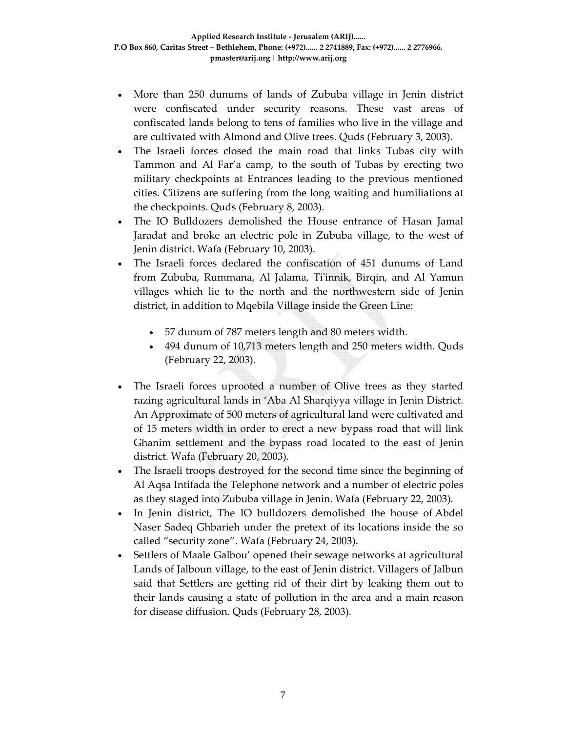- More than 250 dunums of lands of Zububa village in Jenin district were confiscated under security reasons. These vast areas of confiscated lands belong to tens of families who live in the village and are cultivated with Almond and Olive trees. Quds (February 3, 2003).
- The Israeli forces closed the main road that links Tubas city with Tammon and Al Far'a camp, to the south of Tubas by erecting two military checkpoints at Entrances leading to the previous mentioned cities. Citizens are suffering from the long waiting and humiliations at the checkpoints. Quds (February 8, 2003).
- The IO Bulldozers demolished the House entrance of Hasan Jamal Jaradat and broke an electric pole in Zububa village, to the west of Jenin district. Wafa (February 10, 2003).
- The Israeli forces declared the confiscation of 451 dunums of Land from Zububa, Rummana, Al Jalama, Ti'innik, Birqin, and Al Yamun villages which lie to the north and the northwestern side of Jenin district, in addition to Mqebila Village inside the Green Line:
  - 57 dunum of 787 meters length and 80 meters width.
  - 494 dunum of 10,713 meters length and 250 meters width. Quds (February 22, 2003).
- The Israeli forces uprooted a number of Olive trees as they started razing agricultural lands in 'Aba Al Sharqiyya village in Jenin District. An Approximate of 500 meters of agricultural land were cultivated and of 15 meters width in order to erect a new bypass road that will link Ghanim settlement and the bypass road located to the east of Jenin district. Wafa (February 20, 2003).
- The Israeli troops destroyed for the second time since the beginning of Al Aqsa Intifada the Telephone network and a number of electric poles as they staged into Zububa village in Jenin. Wafa (February 22, 2003).
- In Jenin district, The IO bulldozers demolished the house of Abdel Naser Sadeq Ghbarieh under the pretext of its locations inside the so called "security zone". Wafa (February 24, 2003).
- Settlers of Maale Galbou' opened their sewage networks at agricultural Lands of Jalboun village, to the east of Jenin district. Villagers of Jalbun said that Settlers are getting rid of their dirt by leaking them out to their lands causing a state of pollution in the area and a main reason for disease diffusion. Quds (February 28, 2003).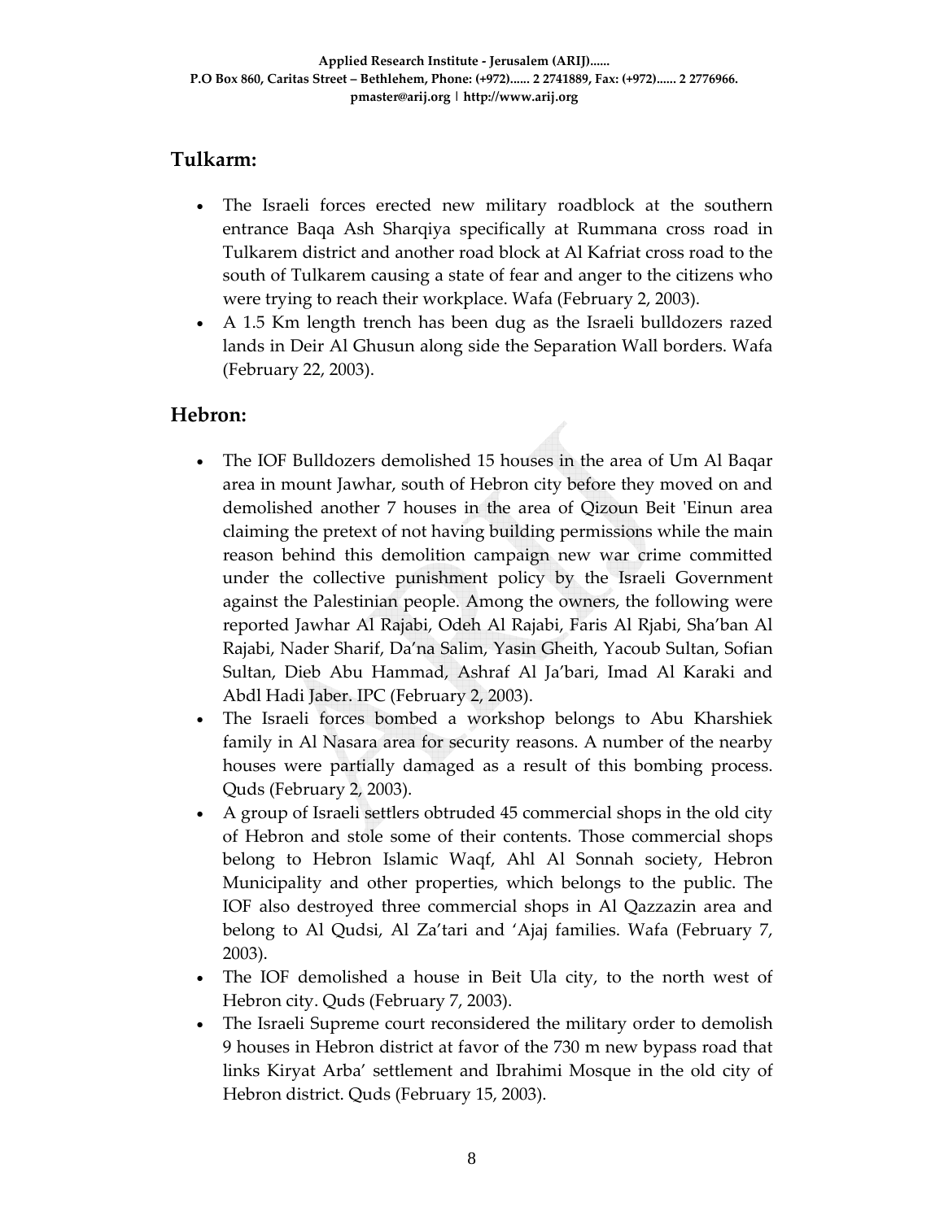## Tulkarm:

- The Israeli forces erected new military roadblock at the southern entrance Baqa Ash Sharqiya specifically at Rummana cross road in Tulkarem district and another road block at Al Kafriat cross road to the south of Tulkarem causing a state of fear and anger to the citizens who were trying to reach their workplace. Wafa (February 2, 2003).
- A 1.5 Km length trench has been dug as the Israeli bulldozers razed lands in Deir Al Ghusun along side the Separation Wall borders. Wafa (February 22, 2003).

## Hebron:

- The IOF Bulldozers demolished 15 houses in the area of Um Al Baqar area in mount Jawhar, south of Hebron city before they moved on and demolished another 7 houses in the area of Qizoun Beit 'Einun area claiming the pretext of not having building permissions while the main reason behind this demolition campaign new war crime committed under the collective punishment policy by the Israeli Government against the Palestinian people. Among the owners, the following were reported Jawhar Al Rajabi, Odeh Al Rajabi, Faris Al Rjabi, Sha'ban Al Rajabi, Nader Sharif, Da'na Salim, Yasin Gheith, Yacoub Sultan, Sofian Sultan, Dieb Abu Hammad, Ashraf Al Ja'bari, Imad Al Karaki and Abdl Hadi Jaber. IPC (February 2, 2003).
- The Israeli forces bombed a workshop belongs to Abu Kharshiek family in Al Nasara area for security reasons. A number of the nearby houses were partially damaged as a result of this bombing process. Quds (February 2, 2003).
- A group of Israeli settlers obtruded 45 commercial shops in the old city of Hebron and stole some of their contents. Those commercial shops belong to Hebron Islamic Waqf, Ahl Al Sonnah society, Hebron Municipality and other properties, which belongs to the public. The IOF also destroyed three commercial shops in Al Qazzazin area and belong to Al Qudsi, Al Za'tari and 'Ajaj families. Wafa (February 7, 2003).
- The IOF demolished a house in Beit Ula city, to the north west of Hebron city. Quds (February 7, 2003).
- The Israeli Supreme court reconsidered the military order to demolish 9 houses in Hebron district at favor of the 730 m new bypass road that links Kiryat Arba' settlement and Ibrahimi Mosque in the old city of Hebron district. Quds (February 15, 2003).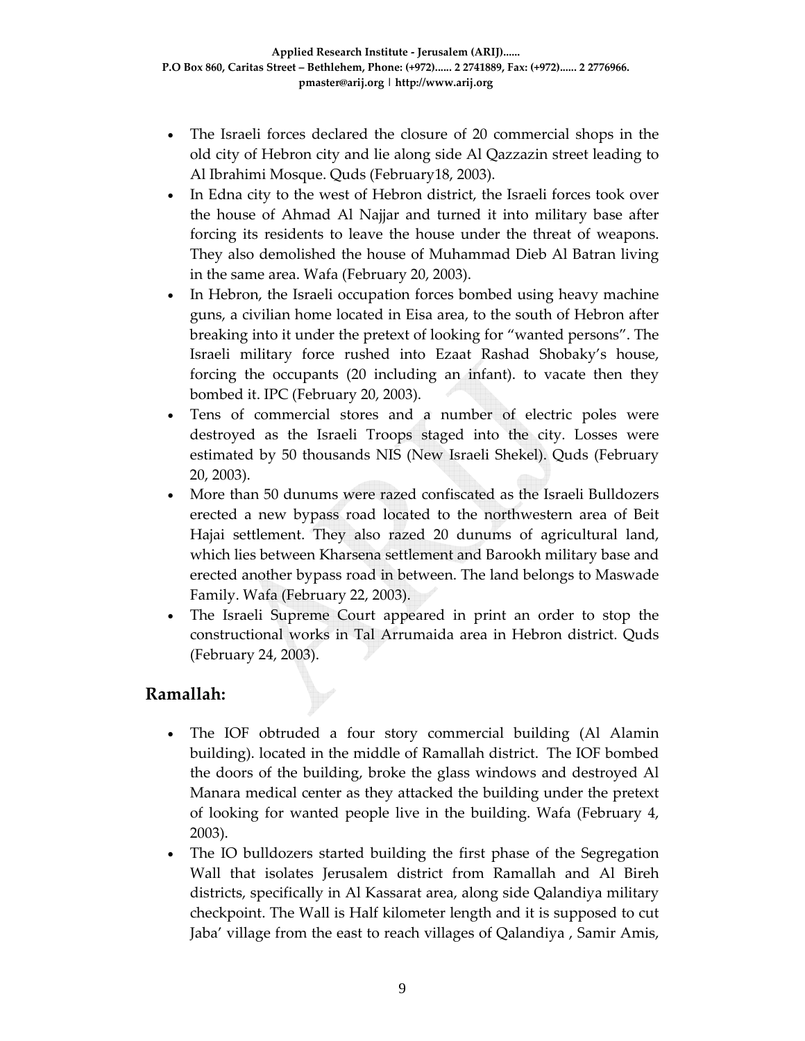- The Israeli forces declared the closure of 20 commercial shops in the old city of Hebron city and lie along side Al Qazzazin street leading to Al Ibrahimi Mosque. Quds (February18, 2003).
- In Edna city to the west of Hebron district, the Israeli forces took over the house of Ahmad Al Najjar and turned it into military base after forcing its residents to leave the house under the threat of weapons. They also demolished the house of Muhammad Dieb Al Batran living in the same area. Wafa (February 20, 2003).
- In Hebron, the Israeli occupation forces bombed using heavy machine guns, a civilian home located in Eisa area, to the south of Hebron after breaking into it under the pretext of looking for "wanted persons". The Israeli military force rushed into Ezaat Rashad Shobaky's house, forcing the occupants (20 including an infant). to vacate then they bombed it. IPC (February 20, 2003).
- Tens of commercial stores and a number of electric poles were destroyed as the Israeli Troops staged into the city. Losses were estimated by 50 thousands NIS (New Israeli Shekel). Quds (February 20, 2003).
- More than 50 dunums were razed confiscated as the Israeli Bulldozers erected a new bypass road located to the northwestern area of Beit Hajai settlement. They also razed 20 dunums of agricultural land, which lies between Kharsena settlement and Barookh military base and erected another bypass road in between. The land belongs to Maswade Family. Wafa (February 22, 2003).
- The Israeli Supreme Court appeared in print an order to stop the constructional works in Tal Arrumaida area in Hebron district. Quds (February 24, 2003).

## Ramallah:

- The IOF obtruded a four story commercial building (Al Alamin building). located in the middle of Ramallah district. The IOF bombed the doors of the building, broke the glass windows and destroyed Al Manara medical center as they attacked the building under the pretext of looking for wanted people live in the building. Wafa (February 4, 2003).
- The IO bulldozers started building the first phase of the Segregation Wall that isolates Jerusalem district from Ramallah and Al Bireh districts, specifically in Al Kassarat area, along side Qalandiya military checkpoint. The Wall is Half kilometer length and it is supposed to cut Jaba' village from the east to reach villages of Qalandiya , Samir Amis,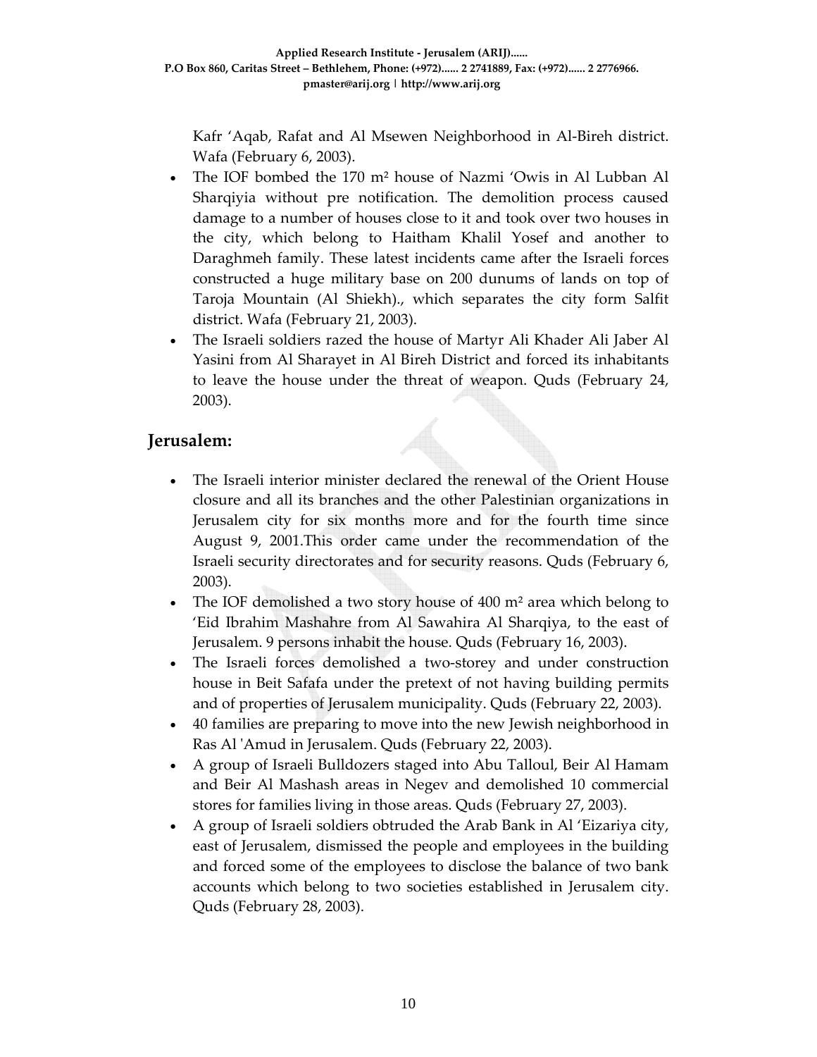Kafr 'Aqab, Rafat and Al Msewen Neighborhood in Al-Bireh district. Wafa (February 6, 2003).

- The IOF bombed the 170 m² house of Nazmi 'Owis in Al Lubban Al Sharqiyia without pre notification. The demolition process caused damage to a number of houses close to it and took over two houses in the city, which belong to Haitham Khalil Yosef and another to Daraghmeh family. These latest incidents came after the Israeli forces constructed a huge military base on 200 dunums of lands on top of Taroja Mountain (Al Shiekh)., which separates the city form Salfit district. Wafa (February 21, 2003).
- The Israeli soldiers razed the house of Martyr Ali Khader Ali Jaber Al Yasini from Al Sharayet in Al Bireh District and forced its inhabitants to leave the house under the threat of weapon. Quds (February 24, 2003).

## Jerusalem:

- The Israeli interior minister declared the renewal of the Orient House closure and all its branches and the other Palestinian organizations in Jerusalem city for six months more and for the fourth time since August 9, 2001.This order came under the recommendation of the Israeli security directorates and for security reasons. Quds (February 6, 2003).
- The IOF demolished a two story house of 400 m² area which belong to 'Eid Ibrahim Mashahre from Al Sawahira Al Sharqiya, to the east of Jerusalem. 9 persons inhabit the house. Quds (February 16, 2003).
- The Israeli forces demolished a two-storey and under construction house in Beit Safafa under the pretext of not having building permits and of properties of Jerusalem municipality. Quds (February 22, 2003).
- 40 families are preparing to move into the new Jewish neighborhood in Ras Al 'Amud in Jerusalem. Quds (February 22, 2003).
- A group of Israeli Bulldozers staged into Abu Talloul, Beir Al Hamam and Beir Al Mashash areas in Negev and demolished 10 commercial stores for families living in those areas. Quds (February 27, 2003).
- A group of Israeli soldiers obtruded the Arab Bank in Al 'Eizariya city, east of Jerusalem, dismissed the people and employees in the building and forced some of the employees to disclose the balance of two bank accounts which belong to two societies established in Jerusalem city. Quds (February 28, 2003).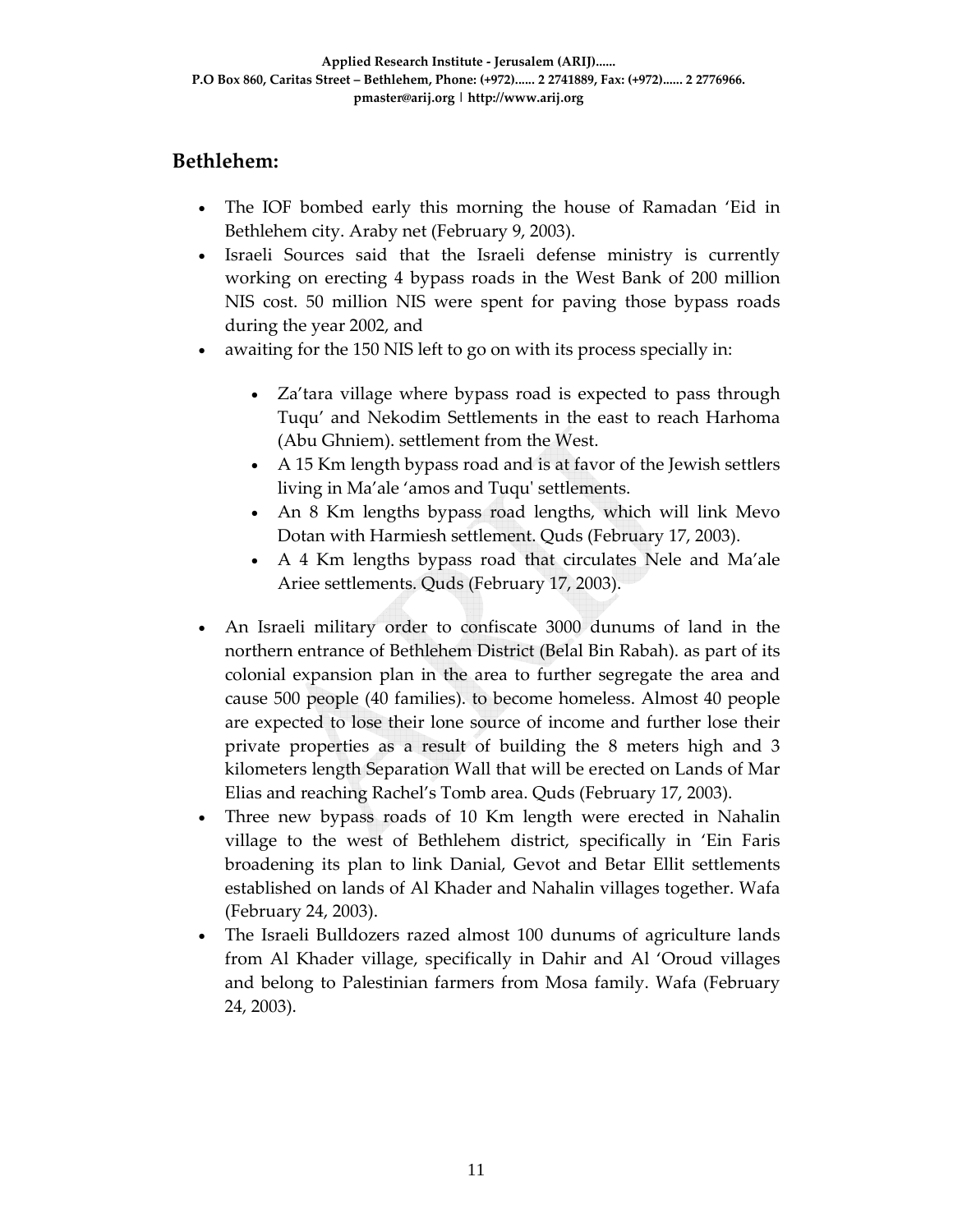## Bethlehem:

- The IOF bombed early this morning the house of Ramadan 'Eid in Bethlehem city. Araby net (February 9, 2003).
- Israeli Sources said that the Israeli defense ministry is currently working on erecting 4 bypass roads in the West Bank of 200 million NIS cost. 50 million NIS were spent for paving those bypass roads during the year 2002, and
- awaiting for the 150 NIS left to go on with its process specially in:
    - Za'tara village where bypass road is expected to pass through Tuqu' and Nekodim Settlements in the east to reach Harhoma (Abu Ghniem). settlement from the West.
    - A 15 Km length bypass road and is at favor of the Jewish settlers living in Ma'ale 'amos and Tuqu' settlements.
    - An 8 Km lengths bypass road lengths, which will link Mevo Dotan with Harmiesh settlement. Quds (February 17, 2003).
    - A 4 Km lengths bypass road that circulates Nele and Ma'ale Ariee settlements. Quds (February 17, 2003).
- An Israeli military order to confiscate 3000 dunums of land in the northern entrance of Bethlehem District (Belal Bin Rabah). as part of its colonial expansion plan in the area to further segregate the area and cause 500 people (40 families). to become homeless. Almost 40 people are expected to lose their lone source of income and further lose their private properties as a result of building the 8 meters high and 3 kilometers length Separation Wall that will be erected on Lands of Mar Elias and reaching Rachel's Tomb area. Quds (February 17, 2003).
- Three new bypass roads of 10 Km length were erected in Nahalin village to the west of Bethlehem district, specifically in 'Ein Faris broadening its plan to link Danial, Gevot and Betar Ellit settlements established on lands of Al Khader and Nahalin villages together. Wafa (February 24, 2003).
- The Israeli Bulldozers razed almost 100 dunums of agriculture lands from Al Khader village, specifically in Dahir and Al 'Oroud villages and belong to Palestinian farmers from Mosa family. Wafa (February 24, 2003).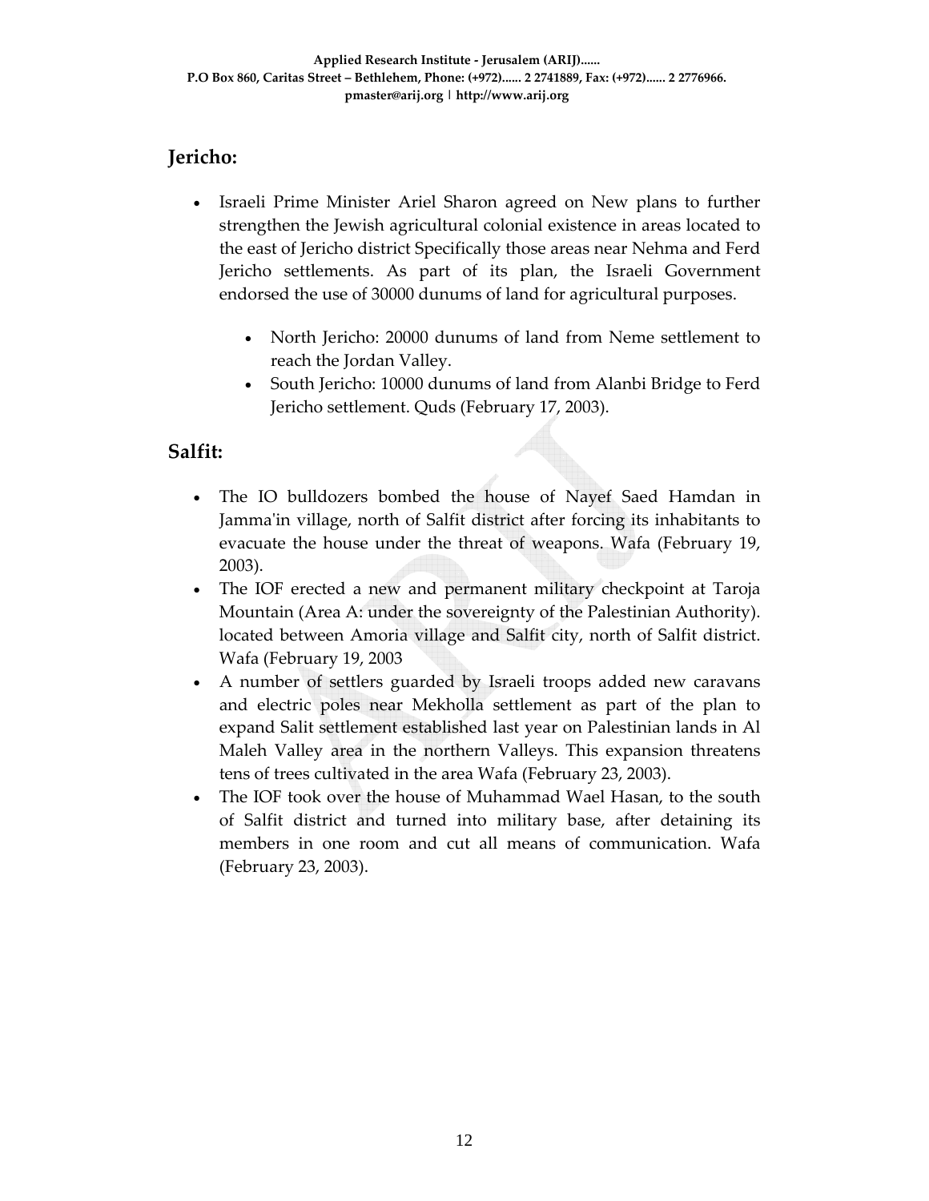## Jericho:

- Israeli Prime Minister Ariel Sharon agreed on New plans to further strengthen the Jewish agricultural colonial existence in areas located to the east of Jericho district Specifically those areas near Nehma and Ferd Jericho settlements. As part of its plan, the Israeli Government endorsed the use of 30000 dunums of land for agricultural purposes.
    - North Jericho: 20000 dunums of land from Neme settlement to reach the Jordan Valley.
    - South Jericho: 10000 dunums of land from Alanbi Bridge to Ferd Jericho settlement. Quds (February 17, 2003).

## Salfit:

- The IO bulldozers bombed the house of Nayef Saed Hamdan in Jamma'in village, north of Salfit district after forcing its inhabitants to evacuate the house under the threat of weapons. Wafa (February 19, 2003).
- The IOF erected a new and permanent military checkpoint at Taroja Mountain (Area A: under the sovereignty of the Palestinian Authority). located between Amoria village and Salfit city, north of Salfit district. Wafa (February 19, 2003
- A number of settlers guarded by Israeli troops added new caravans and electric poles near Mekholla settlement as part of the plan to expand Salit settlement established last year on Palestinian lands in Al Maleh Valley area in the northern Valleys. This expansion threatens tens of trees cultivated in the area Wafa (February 23, 2003).
- The IOF took over the house of Muhammad Wael Hasan, to the south of Salfit district and turned into military base, after detaining its members in one room and cut all means of communication. Wafa (February 23, 2003).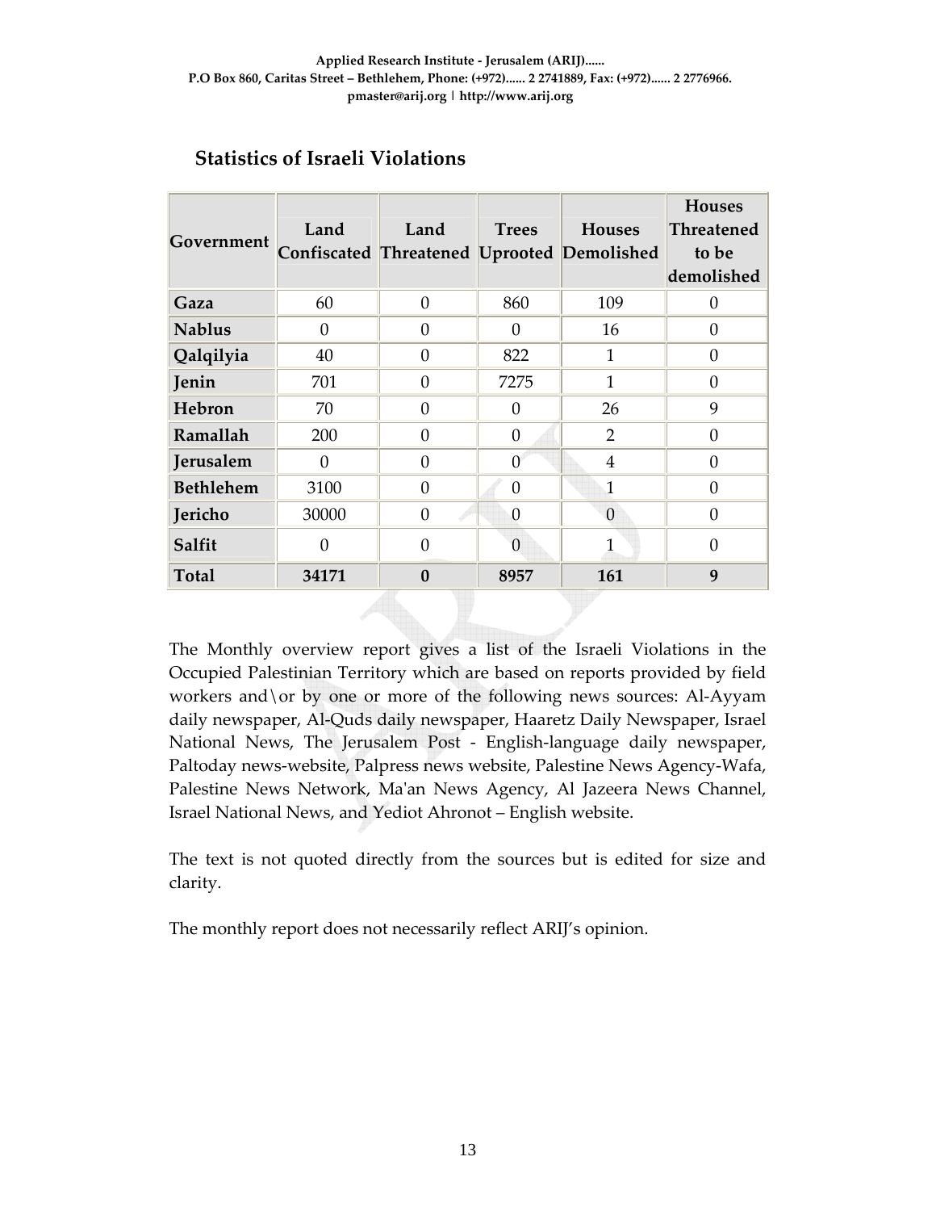## Statistics of Israeli Violations

| Government | Land Confiscated | Land Threatened | Trees Uprooted | Houses Demolished | Houses Threatened to be demolished |
|---|---|---|---|---|---|
| **Gaza** | 60 | 0 | 860 | 109 | 0 |
| **Nablus** | 0 | 0 | 0 | 16 | 0 |
| **Qalqilyia** | 40 | 0 | 822 | 1 | 0 |
| **Jenin** | 701 | 0 | 7275 | 1 | 0 |
| **Hebron** | 70 | 0 | 0 | 26 | 9 |
| **Ramallah** | 200 | 0 | 0 | 2 | 0 |
| **Jerusalem** | 0 | 0 | 0 | 4 | 0 |
| **Bethlehem** | 3100 | 0 | 0 | 1 | 0 |
| **Jericho** | 30000 | 0 | 0 | 0 | 0 |
| **Salfit** | 0 | 0 | 0 | 1 | 0 |
| **Total** | **34171** | **0** | **8957** | **161** | **9** |

The Monthly overview report gives a list of the Israeli Violations in the Occupied Palestinian Territory which are based on reports provided by field workers and\or by one or more of the following news sources: Al-Ayyam daily newspaper, Al-Quds daily newspaper, Haaretz Daily Newspaper, Israel National News, The Jerusalem Post - English-language daily newspaper, Paltoday news-website, Palpress news website, Palestine News Agency-Wafa, Palestine News Network, Ma'an News Agency, Al Jazeera News Channel, Israel National News, and Yediot Ahronot – English website.

The text is not quoted directly from the sources but is edited for size and clarity.

The monthly report does not necessarily reflect ARIJ's opinion.